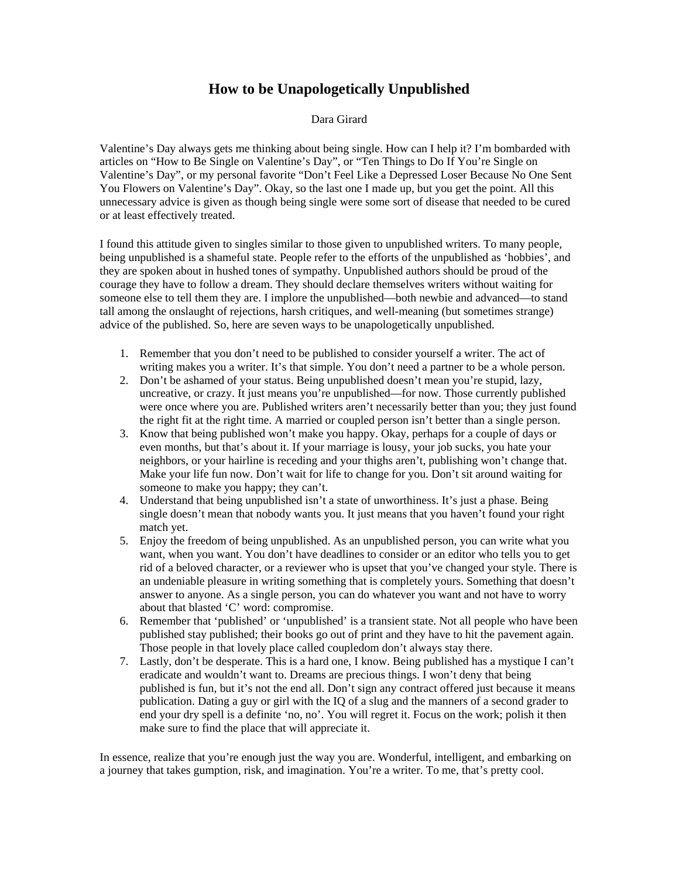# How to be Unapologetically Unpublished

Dara Girard

Valentine's Day always gets me thinking about being single. How can I help it? I'm bombarded with articles on "How to Be Single on Valentine's Day", or "Ten Things to Do If You're Single on Valentine's Day", or my personal favorite "Don't Feel Like a Depressed Loser Because No One Sent You Flowers on Valentine's Day". Okay, so the last one I made up, but you get the point. All this unnecessary advice is given as though being single were some sort of disease that needed to be cured or at least effectively treated.

I found this attitude given to singles similar to those given to unpublished writers. To many people, being unpublished is a shameful state. People refer to the efforts of the unpublished as 'hobbies', and they are spoken about in hushed tones of sympathy. Unpublished authors should be proud of the courage they have to follow a dream. They should declare themselves writers without waiting for someone else to tell them they are. I implore the unpublished—both newbie and advanced—to stand tall among the onslaught of rejections, harsh critiques, and well-meaning (but sometimes strange) advice of the published. So, here are seven ways to be unapologetically unpublished.

1. Remember that you don't need to be published to consider yourself a writer. The act of writing makes you a writer. It's that simple. You don't need a partner to be a whole person.
2. Don't be ashamed of your status. Being unpublished doesn't mean you're stupid, lazy, uncreative, or crazy. It just means you're unpublished—for now. Those currently published were once where you are. Published writers aren't necessarily better than you; they just found the right fit at the right time. A married or coupled person isn't better than a single person.
3. Know that being published won't make you happy. Okay, perhaps for a couple of days or even months, but that's about it. If your marriage is lousy, your job sucks, you hate your neighbors, or your hairline is receding and your thighs aren't, publishing won't change that. Make your life fun now. Don't wait for life to change for you. Don't sit around waiting for someone to make you happy; they can't.
4. Understand that being unpublished isn't a state of unworthiness. It's just a phase. Being single doesn't mean that nobody wants you. It just means that you haven't found your right match yet.
5. Enjoy the freedom of being unpublished. As an unpublished person, you can write what you want, when you want. You don't have deadlines to consider or an editor who tells you to get rid of a beloved character, or a reviewer who is upset that you've changed your style. There is an undeniable pleasure in writing something that is completely yours. Something that doesn't answer to anyone. As a single person, you can do whatever you want and not have to worry about that blasted 'C' word: compromise.
6. Remember that 'published' or 'unpublished' is a transient state. Not all people who have been published stay published; their books go out of print and they have to hit the pavement again. Those people in that lovely place called coupledom don't always stay there.
7. Lastly, don't be desperate. This is a hard one, I know. Being published has a mystique I can't eradicate and wouldn't want to. Dreams are precious things. I won't deny that being published is fun, but it's not the end all. Don't sign any contract offered just because it means publication. Dating a guy or girl with the IQ of a slug and the manners of a second grader to end your dry spell is a definite 'no, no'. You will regret it. Focus on the work; polish it then make sure to find the place that will appreciate it.

In essence, realize that you're enough just the way you are. Wonderful, intelligent, and embarking on a journey that takes gumption, risk, and imagination. You're a writer. To me, that's pretty cool.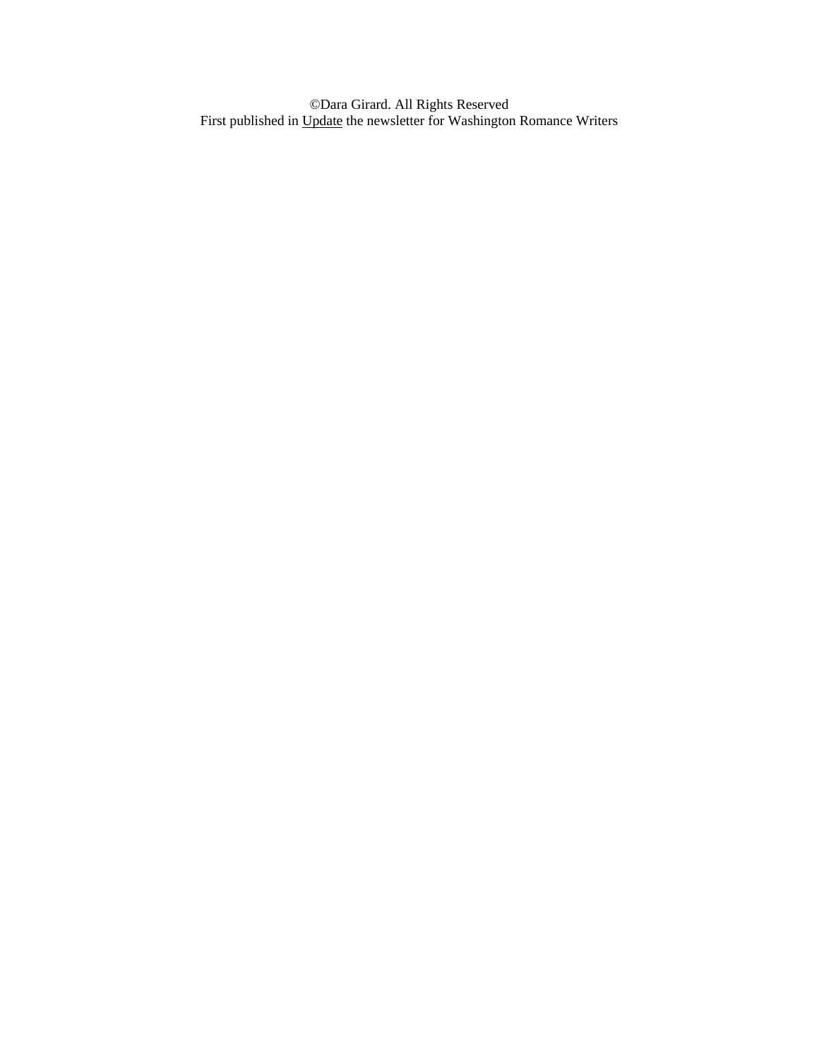©Dara Girard. All Rights Reserved
First published in Update the newsletter for Washington Romance Writers